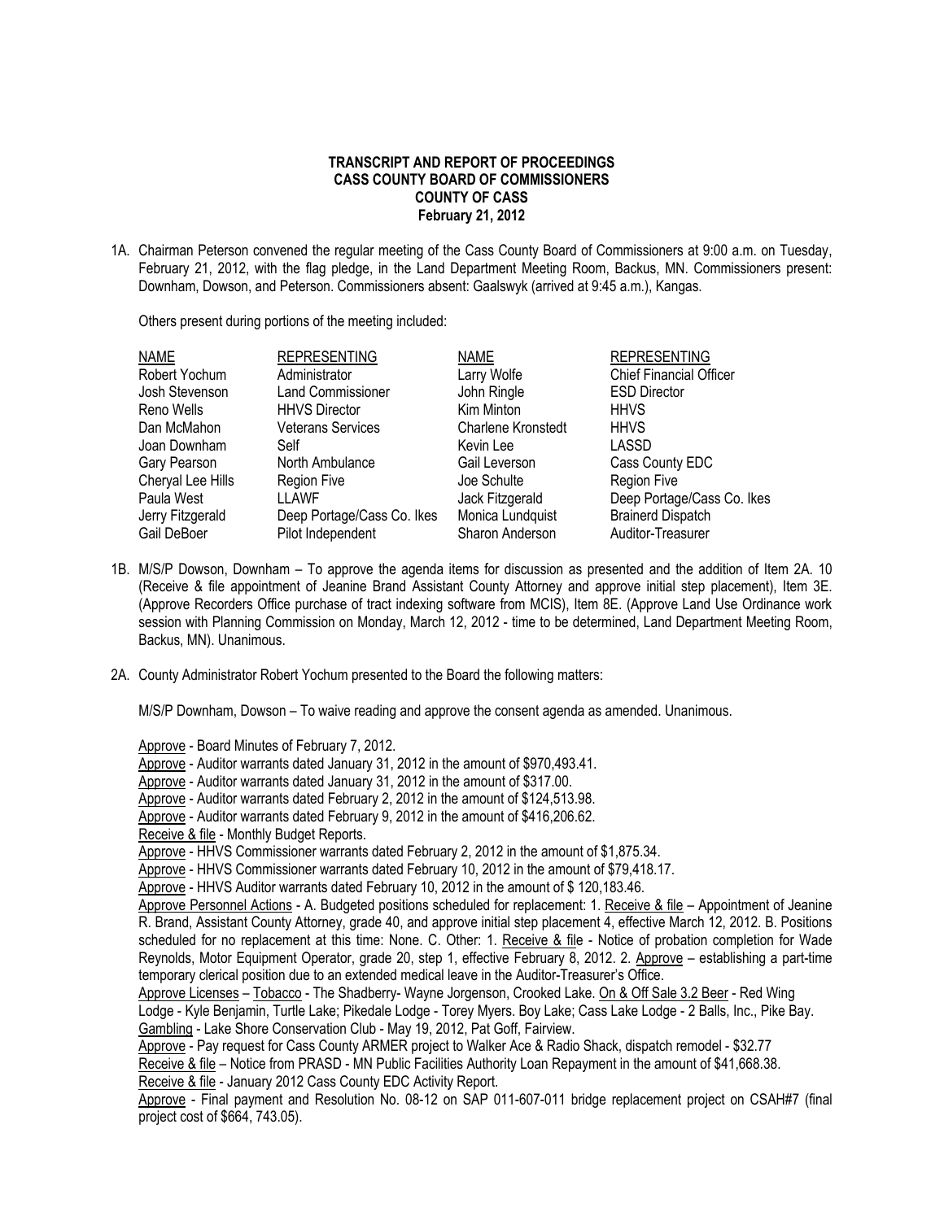**TRANSCRIPT AND REPORT OF PROCEEDINGS**
**CASS COUNTY BOARD OF COMMISSIONERS**
**COUNTY OF CASS**
**February 21, 2012**

1A. Chairman Peterson convened the regular meeting of the Cass County Board of Commissioners at 9:00 a.m. on Tuesday, February 21, 2012, with the flag pledge, in the Land Department Meeting Room, Backus, MN. Commissioners present: Downham, Dowson, and Peterson. Commissioners absent: Gaalswyk (arrived at 9:45 a.m.), Kangas.

Others present during portions of the meeting included:

| NAME | REPRESENTING | NAME | REPRESENTING |
|---|---|---|---|
| Robert Yochum | Administrator | Larry Wolfe | Chief Financial Officer |
| Josh Stevenson | Land Commissioner | John Ringle | ESD Director |
| Reno Wells | HHVS Director | Kim Minton | HHVS |
| Dan McMahon | Veterans Services | Charlene Kronstedt | HHVS |
| Joan Downham | Self | Kevin Lee | LASSD |
| Gary Pearson | North Ambulance | Gail Leverson | Cass County EDC |
| Cheryal Lee Hills | Region Five | Joe Schulte | Region Five |
| Paula West | LLAWF | Jack Fitzgerald | Deep Portage/Cass Co. Ikes |
| Jerry Fitzgerald | Deep Portage/Cass Co. Ikes | Monica Lundquist | Brainerd Dispatch |
| Gail DeBoer | Pilot Independent | Sharon Anderson | Auditor-Treasurer |

1B. M/S/P Dowson, Downham – To approve the agenda items for discussion as presented and the addition of Item 2A. 10 (Receive & file appointment of Jeanine Brand Assistant County Attorney and approve initial step placement), Item 3E. (Approve Recorders Office purchase of tract indexing software from MCIS), Item 8E. (Approve Land Use Ordinance work session with Planning Commission on Monday, March 12, 2012 - time to be determined, Land Department Meeting Room, Backus, MN). Unanimous.

2A. County Administrator Robert Yochum presented to the Board the following matters:

M/S/P Downham, Dowson – To waive reading and approve the consent agenda as amended. Unanimous.

Approve - Board Minutes of February 7, 2012.
Approve - Auditor warrants dated January 31, 2012 in the amount of $970,493.41.
Approve - Auditor warrants dated January 31, 2012 in the amount of $317.00.
Approve - Auditor warrants dated February 2, 2012 in the amount of $124,513.98.
Approve - Auditor warrants dated February 9, 2012 in the amount of $416,206.62.
Receive & file - Monthly Budget Reports.
Approve - HHVS Commissioner warrants dated February 2, 2012 in the amount of $1,875.34.
Approve - HHVS Commissioner warrants dated February 10, 2012 in the amount of $79,418.17.
Approve - HHVS Auditor warrants dated February 10, 2012 in the amount of $ 120,183.46.
Approve Personnel Actions - A. Budgeted positions scheduled for replacement: 1. Receive & file – Appointment of Jeanine R. Brand, Assistant County Attorney, grade 40, and approve initial step placement 4, effective March 12, 2012. B. Positions scheduled for no replacement at this time: None. C. Other: 1. Receive & file - Notice of probation completion for Wade Reynolds, Motor Equipment Operator, grade 20, step 1, effective February 8, 2012. 2. Approve – establishing a part-time temporary clerical position due to an extended medical leave in the Auditor-Treasurer's Office.
Approve Licenses – Tobacco - The Shadberry- Wayne Jorgenson, Crooked Lake. On & Off Sale 3.2 Beer - Red Wing Lodge - Kyle Benjamin, Turtle Lake; Pikedale Lodge - Torey Myers. Boy Lake; Cass Lake Lodge - 2 Balls, Inc., Pike Bay. Gambling - Lake Shore Conservation Club - May 19, 2012, Pat Goff, Fairview.
Approve - Pay request for Cass County ARMER project to Walker Ace & Radio Shack, dispatch remodel - $32.77
Receive & file – Notice from PRASD - MN Public Facilities Authority Loan Repayment in the amount of $41,668.38.
Receive & file - January 2012 Cass County EDC Activity Report.
Approve - Final payment and Resolution No. 08-12 on SAP 011-607-011 bridge replacement project on CSAH#7 (final project cost of $664, 743.05).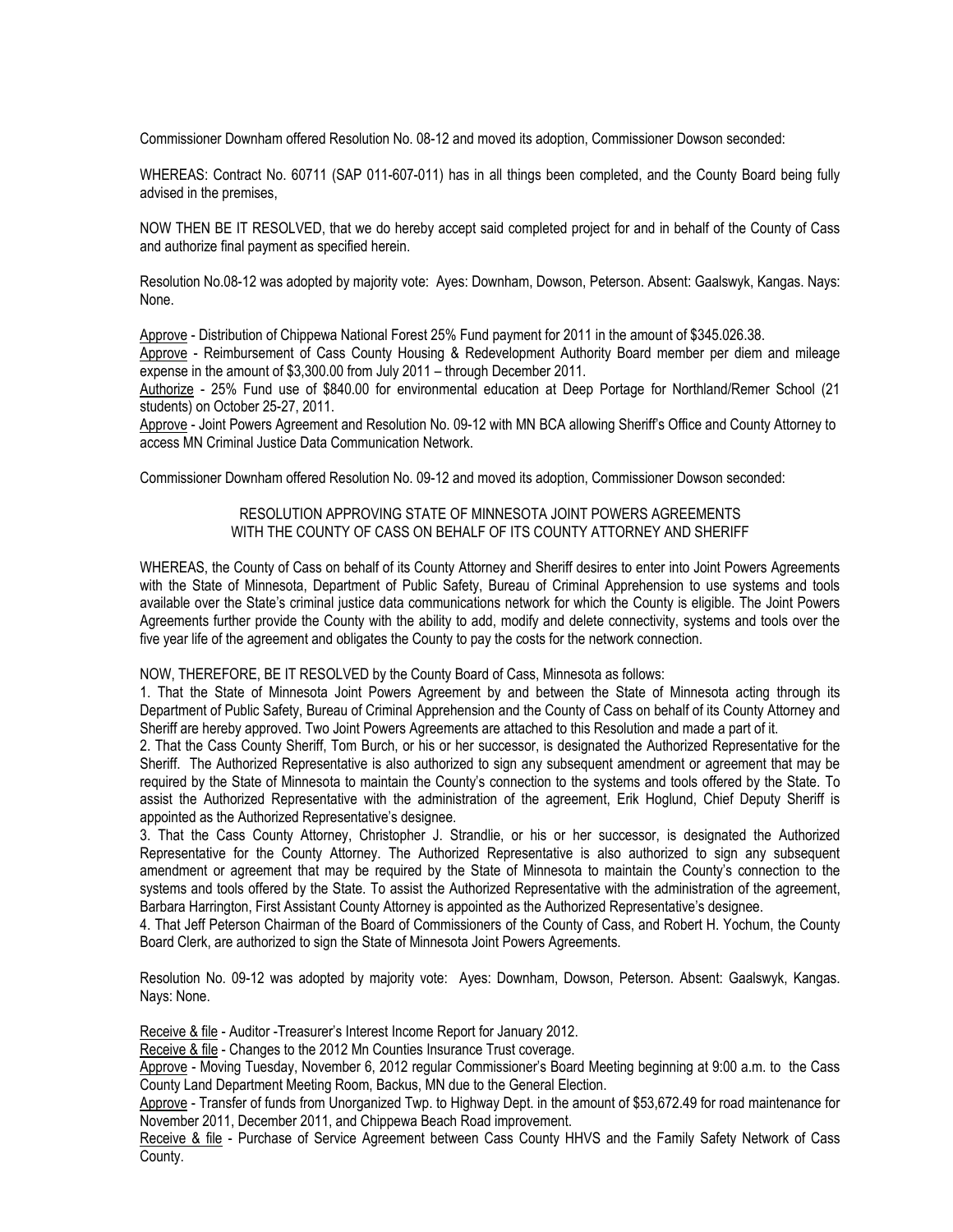Commissioner Downham offered Resolution No. 08-12 and moved its adoption, Commissioner Dowson seconded:

WHEREAS: Contract No. 60711 (SAP 011-607-011) has in all things been completed, and the County Board being fully advised in the premises,

NOW THEN BE IT RESOLVED, that we do hereby accept said completed project for and in behalf of the County of Cass and authorize final payment as specified herein.

Resolution No.08-12 was adopted by majority vote: Ayes: Downham, Dowson, Peterson. Absent: Gaalswyk, Kangas. Nays: None.

Approve - Distribution of Chippewa National Forest 25% Fund payment for 2011 in the amount of $345.026.38.
Approve - Reimbursement of Cass County Housing & Redevelopment Authority Board member per diem and mileage expense in the amount of $3,300.00 from July 2011 – through December 2011.
Authorize - 25% Fund use of $840.00 for environmental education at Deep Portage for Northland/Remer School (21 students) on October 25-27, 2011.
Approve - Joint Powers Agreement and Resolution No. 09-12 with MN BCA allowing Sheriff's Office and County Attorney to access MN Criminal Justice Data Communication Network.

Commissioner Downham offered Resolution No. 09-12 and moved its adoption, Commissioner Dowson seconded:

RESOLUTION APPROVING STATE OF MINNESOTA JOINT POWERS AGREEMENTS WITH THE COUNTY OF CASS ON BEHALF OF ITS COUNTY ATTORNEY AND SHERIFF

WHEREAS, the County of Cass on behalf of its County Attorney and Sheriff desires to enter into Joint Powers Agreements with the State of Minnesota, Department of Public Safety, Bureau of Criminal Apprehension to use systems and tools available over the State's criminal justice data communications network for which the County is eligible. The Joint Powers Agreements further provide the County with the ability to add, modify and delete connectivity, systems and tools over the five year life of the agreement and obligates the County to pay the costs for the network connection.

NOW, THEREFORE, BE IT RESOLVED by the County Board of Cass, Minnesota as follows:

1. That the State of Minnesota Joint Powers Agreement by and between the State of Minnesota acting through its Department of Public Safety, Bureau of Criminal Apprehension and the County of Cass on behalf of its County Attorney and Sheriff are hereby approved. Two Joint Powers Agreements are attached to this Resolution and made a part of it.
2. That the Cass County Sheriff, Tom Burch, or his or her successor, is designated the Authorized Representative for the Sheriff. The Authorized Representative is also authorized to sign any subsequent amendment or agreement that may be required by the State of Minnesota to maintain the County's connection to the systems and tools offered by the State. To assist the Authorized Representative with the administration of the agreement, Erik Hoglund, Chief Deputy Sheriff is appointed as the Authorized Representative's designee.
3. That the Cass County Attorney, Christopher J. Strandlie, or his or her successor, is designated the Authorized Representative for the County Attorney. The Authorized Representative is also authorized to sign any subsequent amendment or agreement that may be required by the State of Minnesota to maintain the County's connection to the systems and tools offered by the State. To assist the Authorized Representative with the administration of the agreement, Barbara Harrington, First Assistant County Attorney is appointed as the Authorized Representative's designee.
4. That Jeff Peterson Chairman of the Board of Commissioners of the County of Cass, and Robert H. Yochum, the County Board Clerk, are authorized to sign the State of Minnesota Joint Powers Agreements.

Resolution No. 09-12 was adopted by majority vote: Ayes: Downham, Dowson, Peterson. Absent: Gaalswyk, Kangas. Nays: None.

Receive & file - Auditor -Treasurer's Interest Income Report for January 2012.
Receive & file - Changes to the 2012 Mn Counties Insurance Trust coverage.
Approve - Moving Tuesday, November 6, 2012 regular Commissioner's Board Meeting beginning at 9:00 a.m. to the Cass County Land Department Meeting Room, Backus, MN due to the General Election.
Approve - Transfer of funds from Unorganized Twp. to Highway Dept. in the amount of $53,672.49 for road maintenance for November 2011, December 2011, and Chippewa Beach Road improvement.
Receive & file - Purchase of Service Agreement between Cass County HHVS and the Family Safety Network of Cass County.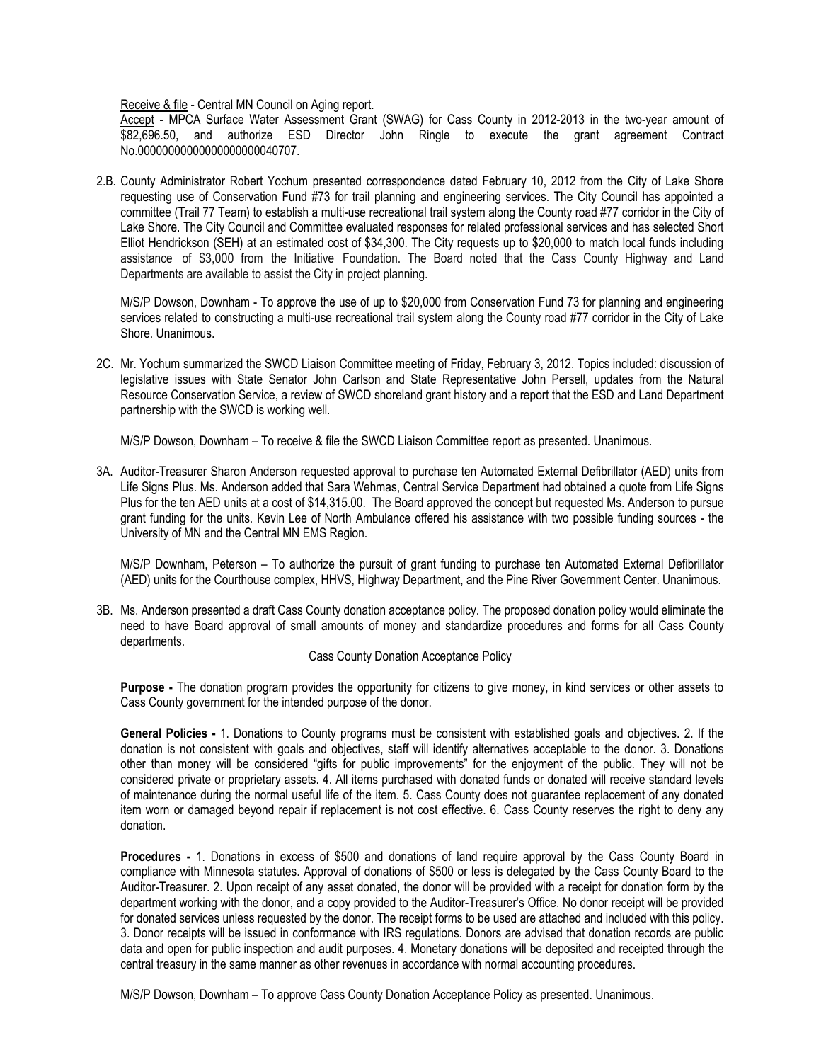Receive & file - Central MN Council on Aging report.

Accept - MPCA Surface Water Assessment Grant (SWAG) for Cass County in 2012-2013 in the two-year amount of $82,696.50, and authorize ESD Director John Ringle to execute the grant agreement Contract No.00000000000000000000040707.

2.B. County Administrator Robert Yochum presented correspondence dated February 10, 2012 from the City of Lake Shore requesting use of Conservation Fund #73 for trail planning and engineering services. The City Council has appointed a committee (Trail 77 Team) to establish a multi-use recreational trail system along the County road #77 corridor in the City of Lake Shore. The City Council and Committee evaluated responses for related professional services and has selected Short Elliot Hendrickson (SEH) at an estimated cost of $34,300. The City requests up to $20,000 to match local funds including assistance of $3,000 from the Initiative Foundation. The Board noted that the Cass County Highway and Land Departments are available to assist the City in project planning.

M/S/P Dowson, Downham - To approve the use of up to $20,000 from Conservation Fund 73 for planning and engineering services related to constructing a multi-use recreational trail system along the County road #77 corridor in the City of Lake Shore. Unanimous.

2C. Mr. Yochum summarized the SWCD Liaison Committee meeting of Friday, February 3, 2012. Topics included: discussion of legislative issues with State Senator John Carlson and State Representative John Persell, updates from the Natural Resource Conservation Service, a review of SWCD shoreland grant history and a report that the ESD and Land Department partnership with the SWCD is working well.

M/S/P Dowson, Downham – To receive & file the SWCD Liaison Committee report as presented. Unanimous.

3A. Auditor-Treasurer Sharon Anderson requested approval to purchase ten Automated External Defibrillator (AED) units from Life Signs Plus. Ms. Anderson added that Sara Wehmas, Central Service Department had obtained a quote from Life Signs Plus for the ten AED units at a cost of $14,315.00. The Board approved the concept but requested Ms. Anderson to pursue grant funding for the units. Kevin Lee of North Ambulance offered his assistance with two possible funding sources - the University of MN and the Central MN EMS Region.

M/S/P Downham, Peterson – To authorize the pursuit of grant funding to purchase ten Automated External Defibrillator (AED) units for the Courthouse complex, HHVS, Highway Department, and the Pine River Government Center. Unanimous.

3B. Ms. Anderson presented a draft Cass County donation acceptance policy. The proposed donation policy would eliminate the need to have Board approval of small amounts of money and standardize procedures and forms for all Cass County departments.

Cass County Donation Acceptance Policy

**Purpose -** The donation program provides the opportunity for citizens to give money, in kind services or other assets to Cass County government for the intended purpose of the donor.

**General Policies -** 1. Donations to County programs must be consistent with established goals and objectives. 2. If the donation is not consistent with goals and objectives, staff will identify alternatives acceptable to the donor. 3. Donations other than money will be considered "gifts for public improvements" for the enjoyment of the public. They will not be considered private or proprietary assets. 4. All items purchased with donated funds or donated will receive standard levels of maintenance during the normal useful life of the item. 5. Cass County does not guarantee replacement of any donated item worn or damaged beyond repair if replacement is not cost effective. 6. Cass County reserves the right to deny any donation.

**Procedures -** 1. Donations in excess of $500 and donations of land require approval by the Cass County Board in compliance with Minnesota statutes. Approval of donations of $500 or less is delegated by the Cass County Board to the Auditor-Treasurer. 2. Upon receipt of any asset donated, the donor will be provided with a receipt for donation form by the department working with the donor, and a copy provided to the Auditor-Treasurer's Office. No donor receipt will be provided for donated services unless requested by the donor. The receipt forms to be used are attached and included with this policy. 3. Donor receipts will be issued in conformance with IRS regulations. Donors are advised that donation records are public data and open for public inspection and audit purposes. 4. Monetary donations will be deposited and receipted through the central treasury in the same manner as other revenues in accordance with normal accounting procedures.

M/S/P Dowson, Downham – To approve Cass County Donation Acceptance Policy as presented. Unanimous.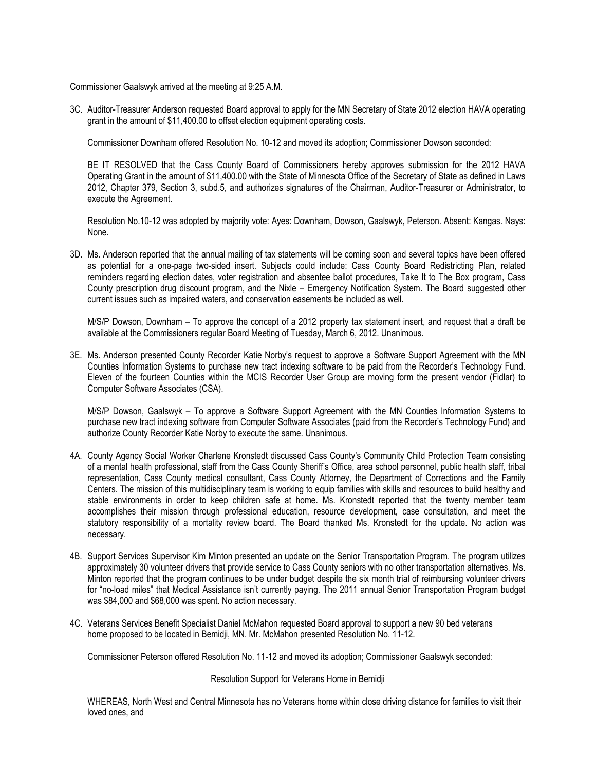Commissioner Gaalswyk arrived at the meeting at 9:25 A.M.

3C. Auditor-Treasurer Anderson requested Board approval to apply for the MN Secretary of State 2012 election HAVA operating grant in the amount of $11,400.00 to offset election equipment operating costs.

Commissioner Downham offered Resolution No. 10-12 and moved its adoption; Commissioner Dowson seconded:

BE IT RESOLVED that the Cass County Board of Commissioners hereby approves submission for the 2012 HAVA Operating Grant in the amount of $11,400.00 with the State of Minnesota Office of the Secretary of State as defined in Laws 2012, Chapter 379, Section 3, subd.5, and authorizes signatures of the Chairman, Auditor-Treasurer or Administrator, to execute the Agreement.

Resolution No.10-12 was adopted by majority vote: Ayes: Downham, Dowson, Gaalswyk, Peterson. Absent: Kangas. Nays: None.

3D. Ms. Anderson reported that the annual mailing of tax statements will be coming soon and several topics have been offered as potential for a one-page two-sided insert. Subjects could include: Cass County Board Redistricting Plan, related reminders regarding election dates, voter registration and absentee ballot procedures, Take It to The Box program, Cass County prescription drug discount program, and the Nixle – Emergency Notification System. The Board suggested other current issues such as impaired waters, and conservation easements be included as well.

M/S/P Dowson, Downham – To approve the concept of a 2012 property tax statement insert, and request that a draft be available at the Commissioners regular Board Meeting of Tuesday, March 6, 2012. Unanimous.

3E. Ms. Anderson presented County Recorder Katie Norby's request to approve a Software Support Agreement with the MN Counties Information Systems to purchase new tract indexing software to be paid from the Recorder's Technology Fund. Eleven of the fourteen Counties within the MCIS Recorder User Group are moving form the present vendor (Fidlar) to Computer Software Associates (CSA).

M/S/P Dowson, Gaalswyk – To approve a Software Support Agreement with the MN Counties Information Systems to purchase new tract indexing software from Computer Software Associates (paid from the Recorder's Technology Fund) and authorize County Recorder Katie Norby to execute the same. Unanimous.

4A. County Agency Social Worker Charlene Kronstedt discussed Cass County's Community Child Protection Team consisting of a mental health professional, staff from the Cass County Sheriff's Office, area school personnel, public health staff, tribal representation, Cass County medical consultant, Cass County Attorney, the Department of Corrections and the Family Centers. The mission of this multidisciplinary team is working to equip families with skills and resources to build healthy and stable environments in order to keep children safe at home. Ms. Kronstedt reported that the twenty member team accomplishes their mission through professional education, resource development, case consultation, and meet the statutory responsibility of a mortality review board. The Board thanked Ms. Kronstedt for the update. No action was necessary.

4B. Support Services Supervisor Kim Minton presented an update on the Senior Transportation Program. The program utilizes approximately 30 volunteer drivers that provide service to Cass County seniors with no other transportation alternatives. Ms. Minton reported that the program continues to be under budget despite the six month trial of reimbursing volunteer drivers for "no-load miles" that Medical Assistance isn't currently paying. The 2011 annual Senior Transportation Program budget was $84,000 and $68,000 was spent. No action necessary.

4C. Veterans Services Benefit Specialist Daniel McMahon requested Board approval to support a new 90 bed veterans home proposed to be located in Bemidji, MN. Mr. McMahon presented Resolution No. 11-12.

Commissioner Peterson offered Resolution No. 11-12 and moved its adoption; Commissioner Gaalswyk seconded:

Resolution Support for Veterans Home in Bemidji

WHEREAS, North West and Central Minnesota has no Veterans home within close driving distance for families to visit their loved ones, and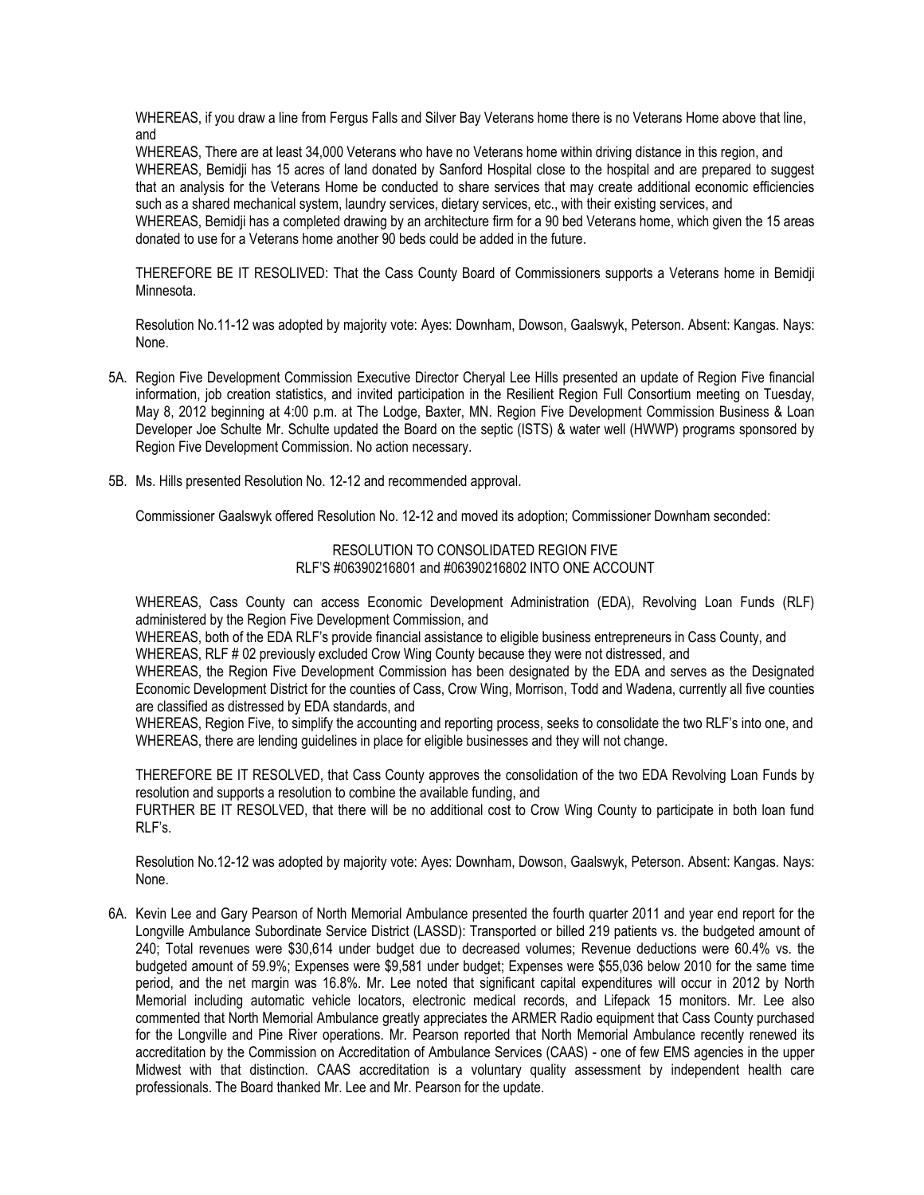WHEREAS, if you draw a line from Fergus Falls and Silver Bay Veterans home there is no Veterans Home above that line, and

WHEREAS, There are at least 34,000 Veterans who have no Veterans home within driving distance in this region, and

WHEREAS, Bemidji has 15 acres of land donated by Sanford Hospital close to the hospital and are prepared to suggest that an analysis for the Veterans Home be conducted to share services that may create additional economic efficiencies such as a shared mechanical system, laundry services, dietary services, etc., with their existing services, and

WHEREAS, Bemidji has a completed drawing by an architecture firm for a 90 bed Veterans home, which given the 15 areas donated to use for a Veterans home another 90 beds could be added in the future.

THEREFORE BE IT RESOLIVED: That the Cass County Board of Commissioners supports a Veterans home in Bemidji Minnesota.

Resolution No.11-12 was adopted by majority vote: Ayes: Downham, Dowson, Gaalswyk, Peterson. Absent: Kangas. Nays: None.

5A. Region Five Development Commission Executive Director Cheryal Lee Hills presented an update of Region Five financial information, job creation statistics, and invited participation in the Resilient Region Full Consortium meeting on Tuesday, May 8, 2012 beginning at 4:00 p.m. at The Lodge, Baxter, MN. Region Five Development Commission Business & Loan Developer Joe Schulte Mr. Schulte updated the Board on the septic (ISTS) & water well (HWWP) programs sponsored by Region Five Development Commission. No action necessary.

5B. Ms. Hills presented Resolution No. 12-12 and recommended approval.

Commissioner Gaalswyk offered Resolution No. 12-12 and moved its adoption; Commissioner Downham seconded:

RESOLUTION TO CONSOLIDATED REGION FIVE
RLF'S #06390216801 and #06390216802 INTO ONE ACCOUNT

WHEREAS, Cass County can access Economic Development Administration (EDA), Revolving Loan Funds (RLF) administered by the Region Five Development Commission, and

WHEREAS, both of the EDA RLF's provide financial assistance to eligible business entrepreneurs in Cass County, and

WHEREAS, RLF # 02 previously excluded Crow Wing County because they were not distressed, and

WHEREAS, the Region Five Development Commission has been designated by the EDA and serves as the Designated Economic Development District for the counties of Cass, Crow Wing, Morrison, Todd and Wadena, currently all five counties are classified as distressed by EDA standards, and

WHEREAS, Region Five, to simplify the accounting and reporting process, seeks to consolidate the two RLF's into one, and

WHEREAS, there are lending guidelines in place for eligible businesses and they will not change.

THEREFORE BE IT RESOLVED, that Cass County approves the consolidation of the two EDA Revolving Loan Funds by resolution and supports a resolution to combine the available funding, and

FURTHER BE IT RESOLVED, that there will be no additional cost to Crow Wing County to participate in both loan fund RLF's.

Resolution No.12-12 was adopted by majority vote: Ayes: Downham, Dowson, Gaalswyk, Peterson. Absent: Kangas. Nays: None.

6A. Kevin Lee and Gary Pearson of North Memorial Ambulance presented the fourth quarter 2011 and year end report for the Longville Ambulance Subordinate Service District (LASSD): Transported or billed 219 patients vs. the budgeted amount of 240; Total revenues were $30,614 under budget due to decreased volumes; Revenue deductions were 60.4% vs. the budgeted amount of 59.9%; Expenses were $9,581 under budget; Expenses were $55,036 below 2010 for the same time period, and the net margin was 16.8%. Mr. Lee noted that significant capital expenditures will occur in 2012 by North Memorial including automatic vehicle locators, electronic medical records, and Lifepack 15 monitors. Mr. Lee also commented that North Memorial Ambulance greatly appreciates the ARMER Radio equipment that Cass County purchased for the Longville and Pine River operations. Mr. Pearson reported that North Memorial Ambulance recently renewed its accreditation by the Commission on Accreditation of Ambulance Services (CAAS) - one of few EMS agencies in the upper Midwest with that distinction. CAAS accreditation is a voluntary quality assessment by independent health care professionals. The Board thanked Mr. Lee and Mr. Pearson for the update.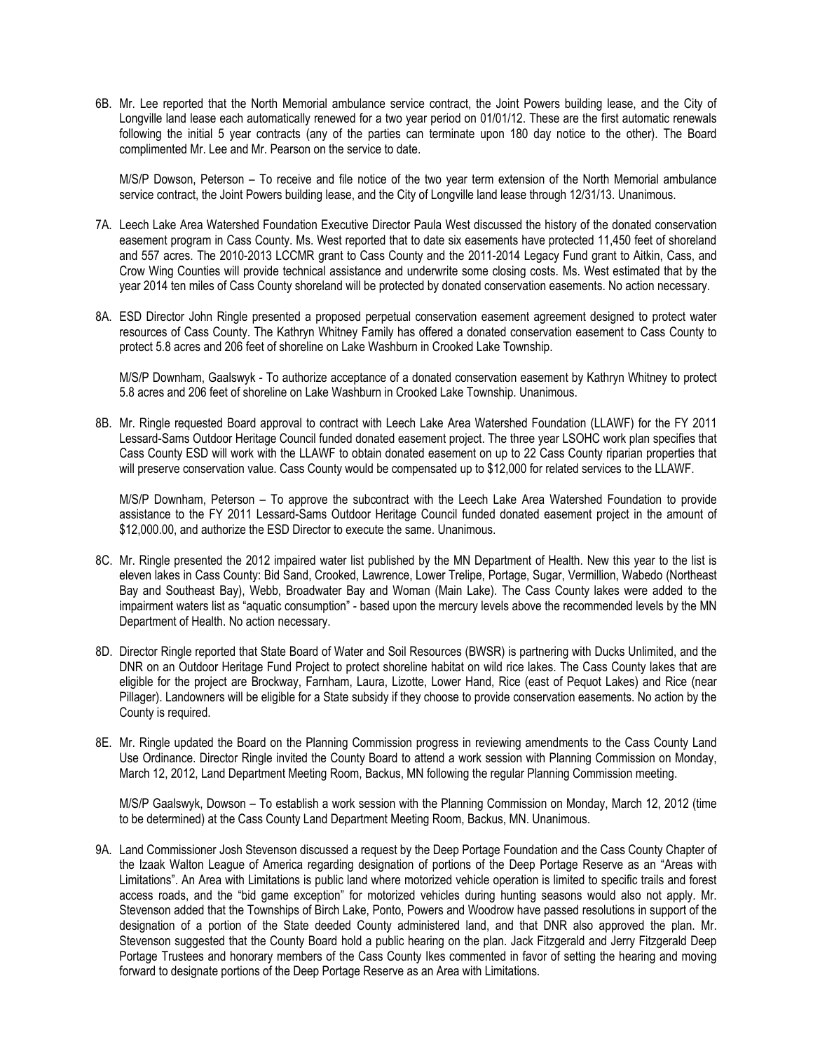6B. Mr. Lee reported that the North Memorial ambulance service contract, the Joint Powers building lease, and the City of Longville land lease each automatically renewed for a two year period on 01/01/12. These are the first automatic renewals following the initial 5 year contracts (any of the parties can terminate upon 180 day notice to the other). The Board complimented Mr. Lee and Mr. Pearson on the service to date.

M/S/P Dowson, Peterson – To receive and file notice of the two year term extension of the North Memorial ambulance service contract, the Joint Powers building lease, and the City of Longville land lease through 12/31/13. Unanimous.

7A. Leech Lake Area Watershed Foundation Executive Director Paula West discussed the history of the donated conservation easement program in Cass County. Ms. West reported that to date six easements have protected 11,450 feet of shoreland and 557 acres. The 2010-2013 LCCMR grant to Cass County and the 2011-2014 Legacy Fund grant to Aitkin, Cass, and Crow Wing Counties will provide technical assistance and underwrite some closing costs. Ms. West estimated that by the year 2014 ten miles of Cass County shoreland will be protected by donated conservation easements. No action necessary.

8A. ESD Director John Ringle presented a proposed perpetual conservation easement agreement designed to protect water resources of Cass County. The Kathryn Whitney Family has offered a donated conservation easement to Cass County to protect 5.8 acres and 206 feet of shoreline on Lake Washburn in Crooked Lake Township.

M/S/P Downham, Gaalswyk - To authorize acceptance of a donated conservation easement by Kathryn Whitney to protect 5.8 acres and 206 feet of shoreline on Lake Washburn in Crooked Lake Township. Unanimous.

8B. Mr. Ringle requested Board approval to contract with Leech Lake Area Watershed Foundation (LLAWF) for the FY 2011 Lessard-Sams Outdoor Heritage Council funded donated easement project. The three year LSOHC work plan specifies that Cass County ESD will work with the LLAWF to obtain donated easement on up to 22 Cass County riparian properties that will preserve conservation value. Cass County would be compensated up to $12,000 for related services to the LLAWF.

M/S/P Downham, Peterson – To approve the subcontract with the Leech Lake Area Watershed Foundation to provide assistance to the FY 2011 Lessard-Sams Outdoor Heritage Council funded donated easement project in the amount of $12,000.00, and authorize the ESD Director to execute the same. Unanimous.

8C. Mr. Ringle presented the 2012 impaired water list published by the MN Department of Health. New this year to the list is eleven lakes in Cass County: Bid Sand, Crooked, Lawrence, Lower Trelipe, Portage, Sugar, Vermillion, Wabedo (Northeast Bay and Southeast Bay), Webb, Broadwater Bay and Woman (Main Lake). The Cass County lakes were added to the impairment waters list as "aquatic consumption" - based upon the mercury levels above the recommended levels by the MN Department of Health. No action necessary.

8D. Director Ringle reported that State Board of Water and Soil Resources (BWSR) is partnering with Ducks Unlimited, and the DNR on an Outdoor Heritage Fund Project to protect shoreline habitat on wild rice lakes. The Cass County lakes that are eligible for the project are Brockway, Farnham, Laura, Lizotte, Lower Hand, Rice (east of Pequot Lakes) and Rice (near Pillager). Landowners will be eligible for a State subsidy if they choose to provide conservation easements. No action by the County is required.

8E. Mr. Ringle updated the Board on the Planning Commission progress in reviewing amendments to the Cass County Land Use Ordinance. Director Ringle invited the County Board to attend a work session with Planning Commission on Monday, March 12, 2012, Land Department Meeting Room, Backus, MN following the regular Planning Commission meeting.

M/S/P Gaalswyk, Dowson – To establish a work session with the Planning Commission on Monday, March 12, 2012 (time to be determined) at the Cass County Land Department Meeting Room, Backus, MN. Unanimous.

9A. Land Commissioner Josh Stevenson discussed a request by the Deep Portage Foundation and the Cass County Chapter of the Izaak Walton League of America regarding designation of portions of the Deep Portage Reserve as an "Areas with Limitations". An Area with Limitations is public land where motorized vehicle operation is limited to specific trails and forest access roads, and the "bid game exception" for motorized vehicles during hunting seasons would also not apply. Mr. Stevenson added that the Townships of Birch Lake, Ponto, Powers and Woodrow have passed resolutions in support of the designation of a portion of the State deeded County administered land, and that DNR also approved the plan. Mr. Stevenson suggested that the County Board hold a public hearing on the plan. Jack Fitzgerald and Jerry Fitzgerald Deep Portage Trustees and honorary members of the Cass County Ikes commented in favor of setting the hearing and moving forward to designate portions of the Deep Portage Reserve as an Area with Limitations.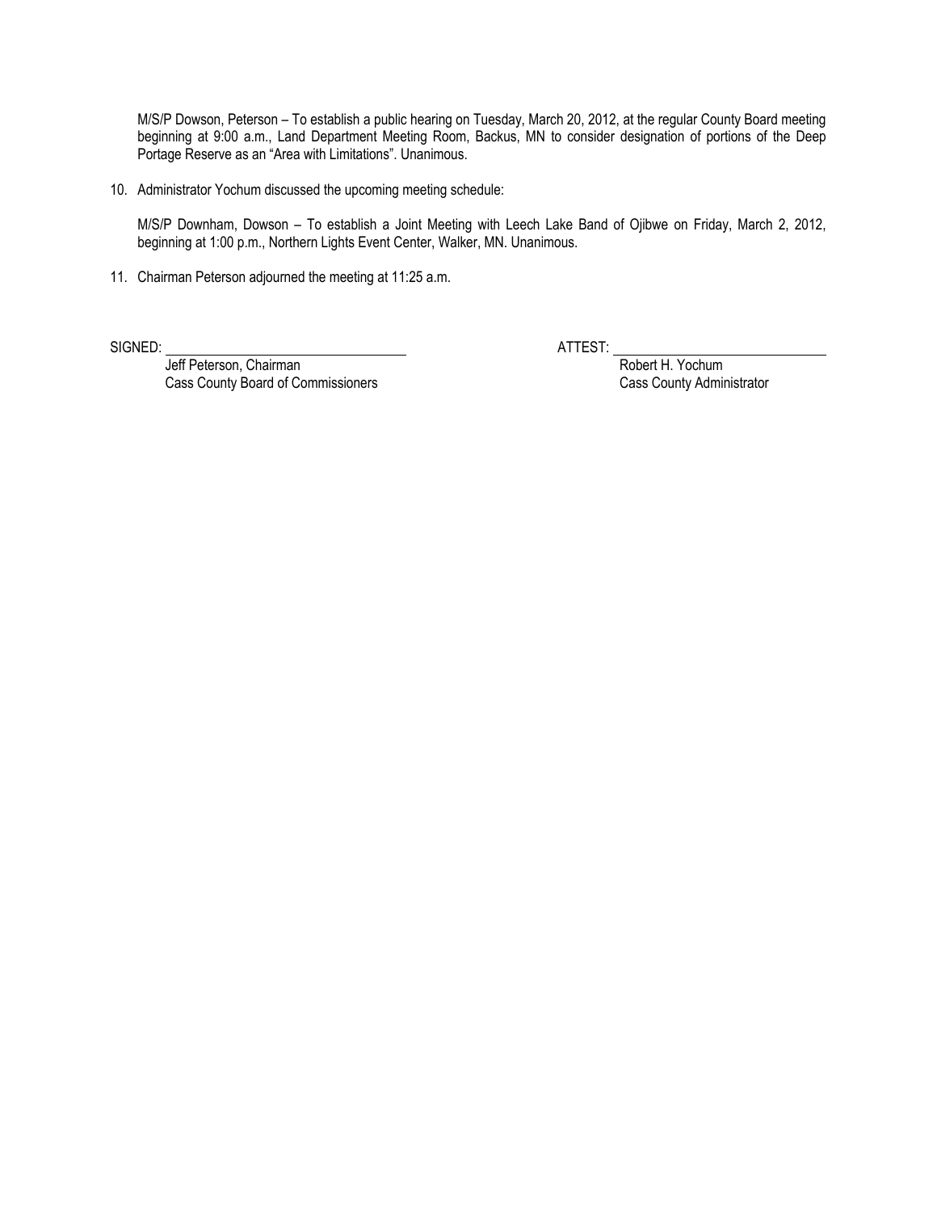M/S/P Dowson, Peterson – To establish a public hearing on Tuesday, March 20, 2012, at the regular County Board meeting beginning at 9:00 a.m., Land Department Meeting Room, Backus, MN to consider designation of portions of the Deep Portage Reserve as an "Area with Limitations". Unanimous.

10. Administrator Yochum discussed the upcoming meeting schedule:

    M/S/P Downham, Dowson – To establish a Joint Meeting with Leech Lake Band of Ojibwe on Friday, March 2, 2012, beginning at 1:00 p.m., Northern Lights Event Center, Walker, MN. Unanimous.

11. Chairman Peterson adjourned the meeting at 11:25 a.m.

SIGNED: ______________________________
Jeff Peterson, Chairman
Cass County Board of Commissioners

ATTEST: ______________________________
Robert H. Yochum
Cass County Administrator